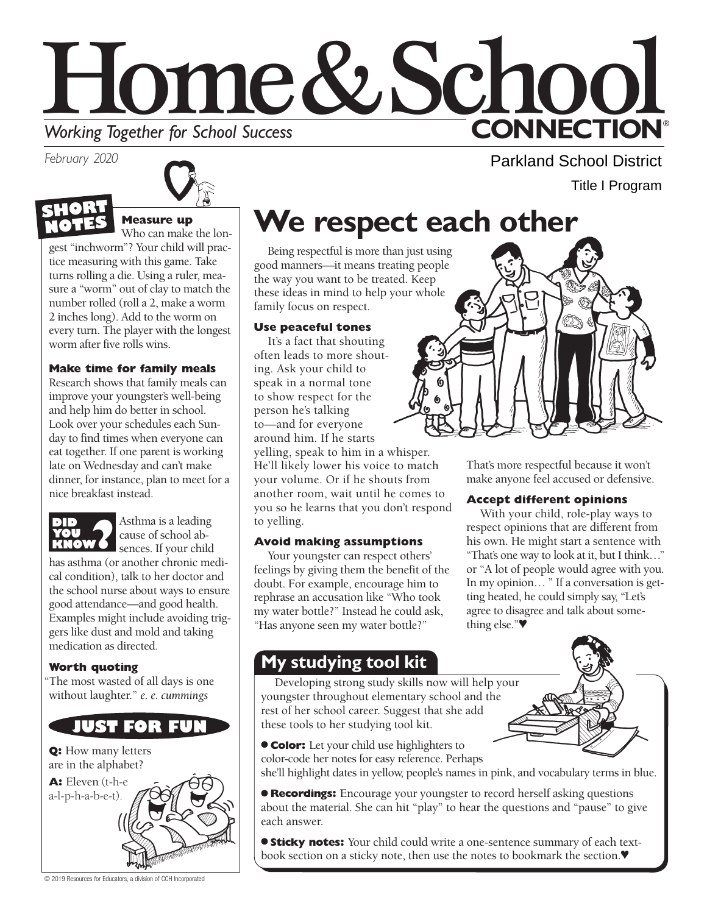# Home & School CONNECTION®

*Working Together for School Success*

*February 2020*

Parkland School District

Title I Program

## SHORT NOTES

### Measure up

Who can make the longest "inchworm"? Your child will practice measuring with this game. Take turns rolling a die. Using a ruler, measure a "worm" out of clay to match the number rolled (roll a 2, make a worm 2 inches long). Add to the worm on every turn. The player with the longest worm after five rolls wins.

### Make time for family meals

Research shows that family meals can improve your youngster's well-being and help him do better in school. Look over your schedules each Sunday to find times when everyone can eat together. If one parent is working late on Wednesday and can't make dinner, for instance, plan to meet for a nice breakfast instead.

### DID YOU KNOW?

Asthma is a leading cause of school absences. If your child has asthma (or another chronic medical condition), talk to her doctor and the school nurse about ways to ensure good attendance—and good health. Examples might include avoiding triggers like dust and mold and taking medication as directed.

### Worth quoting

"The most wasted of all days is one without laughter." *e. e. cummings*

### JUST FOR FUN

**Q:** How many letters are in the alphabet?

**A:** Eleven (t-h-e a-l-p-h-a-b-e-t).

# We respect each other

Being respectful is more than just using good manners—it means treating people the way you want to be treated. Keep these ideas in mind to help your whole family focus on respect.

### Use peaceful tones

It's a fact that shouting often leads to more shouting. Ask your child to speak in a normal tone to show respect for the person he's talking to—and for everyone around him. If he starts yelling, speak to him in a whisper. He'll likely lower his voice to match your volume. Or if he shouts from another room, wait until he comes to you so he learns that you don't respond to yelling.

### Avoid making assumptions

Your youngster can respect others' feelings by giving them the benefit of the doubt. For example, encourage him to rephrase an accusation like "Who took my water bottle?" Instead he could ask, "Has anyone seen my water bottle?" That's more respectful because it won't make anyone feel accused or defensive.

### Accept different opinions

With your child, role-play ways to respect opinions that are different from his own. He might start a sentence with "That's one way to look at it, but I think…" or "A lot of people would agree with you. In my opinion… " If a conversation is getting heated, he could simply say, "Let's agree to disagree and talk about something else."♥

## My studying tool kit

Developing strong study skills now will help your youngster throughout elementary school and the rest of her school career. Suggest that she add these tools to her studying tool kit.

- **Color:** Let your child use highlighters to color-code her notes for easy reference. Perhaps she'll highlight dates in yellow, people's names in pink, and vocabulary terms in blue.
- **Recordings:** Encourage your youngster to record herself asking questions about the material. She can hit "play" to hear the questions and "pause" to give each answer.
- **Sticky notes:** Your child could write a one-sentence summary of each textbook section on a sticky note, then use the notes to bookmark the section.♥

© 2019 Resources for Educators, a division of CCH Incorporated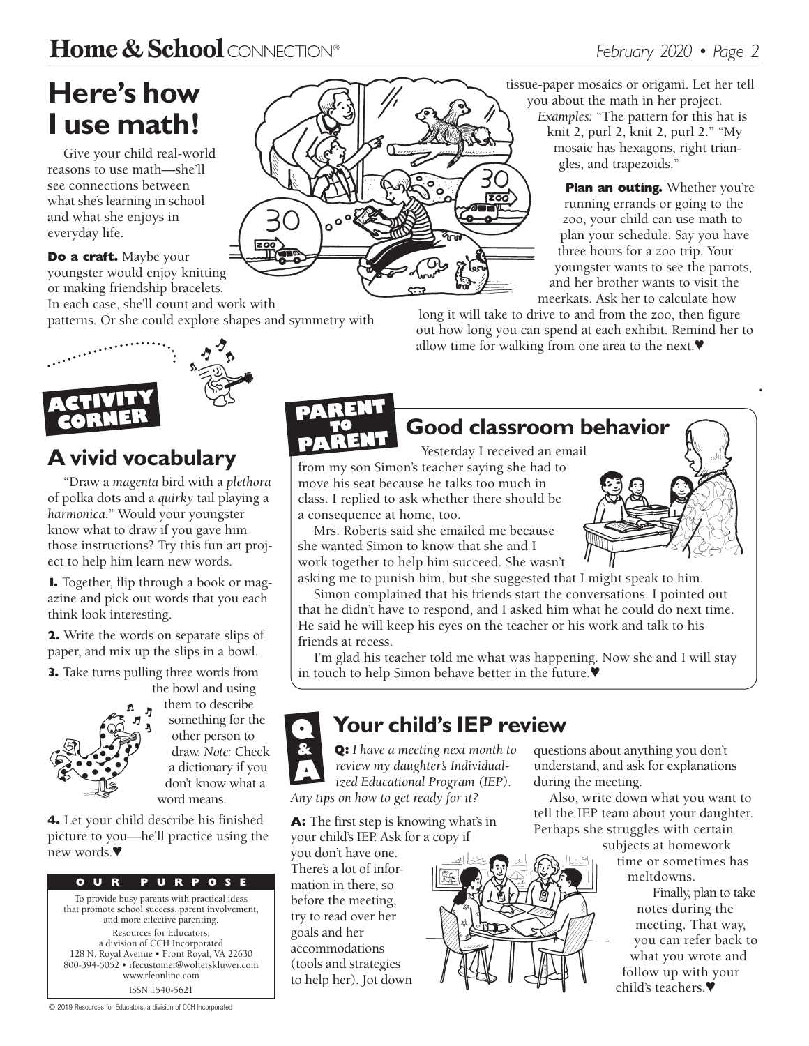## Here's how I use math!

Give your child real-world reasons to use math—she'll see connections between what she's learning in school and what she enjoys in everyday life.

**Do a craft.** Maybe your youngster would enjoy knitting or making friendship bracelets. In each case, she'll count and work with patterns. Or she could explore shapes and symmetry with tissue-paper mosaics or origami. Let her tell you about the math in her project. *Examples:* "The pattern for this hat is knit 2, purl 2, knit 2, purl 2." "My mosaic has hexagons, right triangles, and trapezoids."

**Plan an outing.** Whether you're running errands or going to the zoo, your child can use math to plan your schedule. Say you have three hours for a zoo trip. Your youngster wants to see the parrots, and her brother wants to visit the meerkats. Ask her to calculate how long it will take to drive to and from the zoo, then figure out how long you can spend at each exhibit. Remind her to allow time for walking from one area to the next.♥

## ACTIVITY CORNER

## A vivid vocabulary

"Draw a *magenta* bird with a *plethora* of polka dots and a *quirky* tail playing a *harmonica*." Would your youngster know what to draw if you gave him those instructions? Try this fun art project to help him learn new words.

**1.** Together, flip through a book or magazine and pick out words that you each think look interesting.

**2.** Write the words on separate slips of paper, and mix up the slips in a bowl.

**3.** Take turns pulling three words from the bowl and using them to describe something for the other person to draw. *Note:* Check a dictionary if you don't know what a word means.

**4.** Let your child describe his finished picture to you—he'll practice using the new words.♥

## PARENT TO PARENT

## Good classroom behavior

Yesterday I received an email from my son Simon's teacher saying she had to move his seat because he talks too much in class. I replied to ask whether there should be a consequence at home, too.

Mrs. Roberts said she emailed me because she wanted Simon to know that she and I work together to help him succeed. She wasn't asking me to punish him, but she suggested that I might speak to him.

Simon complained that his friends start the conversations. I pointed out that he didn't have to respond, and I asked him what he could do next time. He said he will keep his eyes on the teacher or his work and talk to his friends at recess.

I'm glad his teacher told me what was happening. Now she and I will stay in touch to help Simon behave better in the future.♥

**OUR PURPOSE**

To provide busy parents with practical ideas that promote school success, parent involvement, and more effective parenting.

Resources for Educators, a division of CCH Incorporated
128 N. Royal Avenue • Front Royal, VA 22630
800-394-5052 • rfecustomer@wolterskluwer.com
www.rfeonline.com

ISSN 1540-5621

## Q & A

## Your child's IEP review

**Q:** *I have a meeting next month to review my daughter's Individualized Educational Program (IEP). Any tips on how to get ready for it?*

**A:** The first step is knowing what's in your child's IEP. Ask for a copy if you don't have one. There's a lot of information in there, so before the meeting, try to read over her goals and her accommodations (tools and strategies to help her). Jot down questions about anything you don't understand, and ask for explanations during the meeting.

Also, write down what you want to tell the IEP team about your daughter. Perhaps she struggles with certain subjects at homework time or sometimes has meltdowns.

Finally, plan to take notes during the meeting. That way, you can refer back to what you wrote and follow up with your child's teachers.♥

© 2019 Resources for Educators, a division of CCH Incorporated